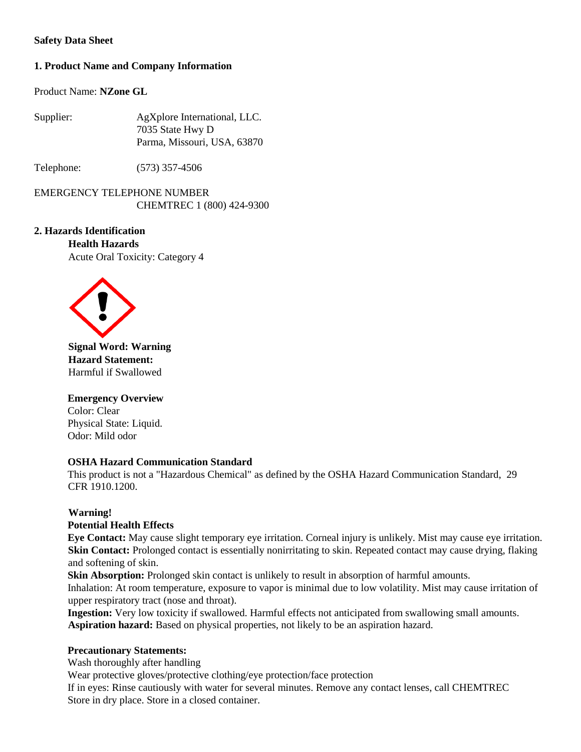**Safety Data Sheet**

## 1. Product Name and Company Information

Product Name: **NZone GL**

Supplier: AgXplore International, LLC.
7035 State Hwy D
Parma, Missouri, USA, 63870

Telephone: (573) 357-4506

EMERGENCY TELEPHONE NUMBER
CHEMTREC 1 (800) 424-9300

## 2. Hazards Identification

**Health Hazards**

Acute Oral Toxicity: Category 4

**Signal Word: Warning**

**Hazard Statement:**

Harmful if Swallowed

**Emergency Overview**

Color: Clear
Physical State: Liquid.
Odor: Mild odor

**OSHA Hazard Communication Standard**

This product is not a "Hazardous Chemical" as defined by the OSHA Hazard Communication Standard, 29 CFR 1910.1200.

**Warning!**

**Potential Health Effects**

**Eye Contact:** May cause slight temporary eye irritation. Corneal injury is unlikely. Mist may cause eye irritation.

**Skin Contact:** Prolonged contact is essentially nonirritating to skin. Repeated contact may cause drying, flaking and softening of skin.

**Skin Absorption:** Prolonged skin contact is unlikely to result in absorption of harmful amounts.

Inhalation: At room temperature, exposure to vapor is minimal due to low volatility. Mist may cause irritation of upper respiratory tract (nose and throat).

**Ingestion:** Very low toxicity if swallowed. Harmful effects not anticipated from swallowing small amounts.

**Aspiration hazard:** Based on physical properties, not likely to be an aspiration hazard.

**Precautionary Statements:**

Wash thoroughly after handling
Wear protective gloves/protective clothing/eye protection/face protection
If in eyes: Rinse cautiously with water for several minutes. Remove any contact lenses, call CHEMTREC
Store in dry place. Store in a closed container.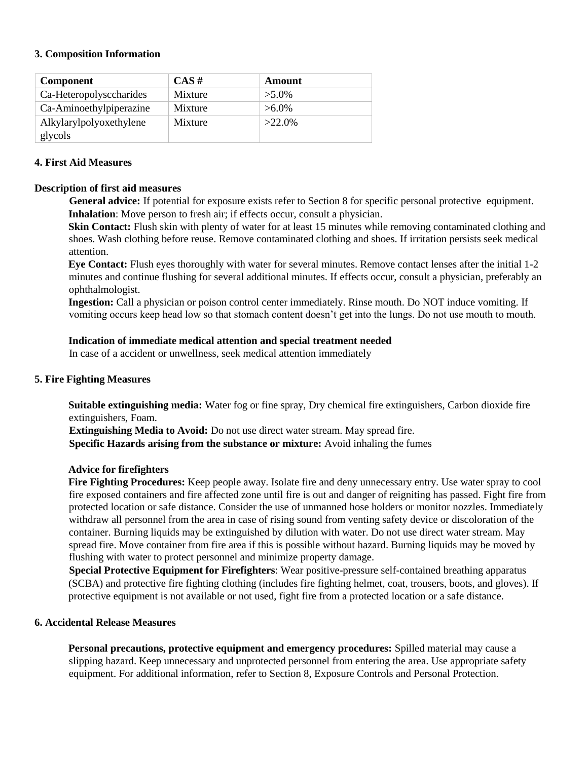### 3. Composition Information

| Component | CAS # | Amount |
|---|---|---|
| Ca-Heteropolysccharides | Mixture | >5.0% |
| Ca-Aminoethylpiperazine | Mixture | >6.0% |
| Alkylarylpolyoxethylene glycols | Mixture | >22.0% |

### 4. First Aid Measures

**Description of first aid measures**

**General advice:** If potential for exposure exists refer to Section 8 for specific personal protective equipment.

**Inhalation**: Move person to fresh air; if effects occur, consult a physician.

**Skin Contact:** Flush skin with plenty of water for at least 15 minutes while removing contaminated clothing and shoes. Wash clothing before reuse. Remove contaminated clothing and shoes. If irritation persists seek medical attention.

**Eye Contact:** Flush eyes thoroughly with water for several minutes. Remove contact lenses after the initial 1-2 minutes and continue flushing for several additional minutes. If effects occur, consult a physician, preferably an ophthalmologist.

**Ingestion:** Call a physician or poison control center immediately. Rinse mouth. Do NOT induce vomiting. If vomiting occurs keep head low so that stomach content doesn't get into the lungs. Do not use mouth to mouth.

**Indication of immediate medical attention and special treatment needed**

In case of a accident or unwellness, seek medical attention immediately

### 5. Fire Fighting Measures

**Suitable extinguishing media:** Water fog or fine spray, Dry chemical fire extinguishers, Carbon dioxide fire extinguishers, Foam.

**Extinguishing Media to Avoid:** Do not use direct water stream. May spread fire.

**Specific Hazards arising from the substance or mixture:** Avoid inhaling the fumes

**Advice for firefighters**

**Fire Fighting Procedures:** Keep people away. Isolate fire and deny unnecessary entry. Use water spray to cool fire exposed containers and fire affected zone until fire is out and danger of reigniting has passed. Fight fire from protected location or safe distance. Consider the use of unmanned hose holders or monitor nozzles. Immediately withdraw all personnel from the area in case of rising sound from venting safety device or discoloration of the container. Burning liquids may be extinguished by dilution with water. Do not use direct water stream. May spread fire. Move container from fire area if this is possible without hazard. Burning liquids may be moved by flushing with water to protect personnel and minimize property damage.

**Special Protective Equipment for Firefighters**: Wear positive-pressure self-contained breathing apparatus (SCBA) and protective fire fighting clothing (includes fire fighting helmet, coat, trousers, boots, and gloves). If protective equipment is not available or not used, fight fire from a protected location or a safe distance.

### 6. Accidental Release Measures

**Personal precautions, protective equipment and emergency procedures:** Spilled material may cause a slipping hazard. Keep unnecessary and unprotected personnel from entering the area. Use appropriate safety equipment. For additional information, refer to Section 8, Exposure Controls and Personal Protection.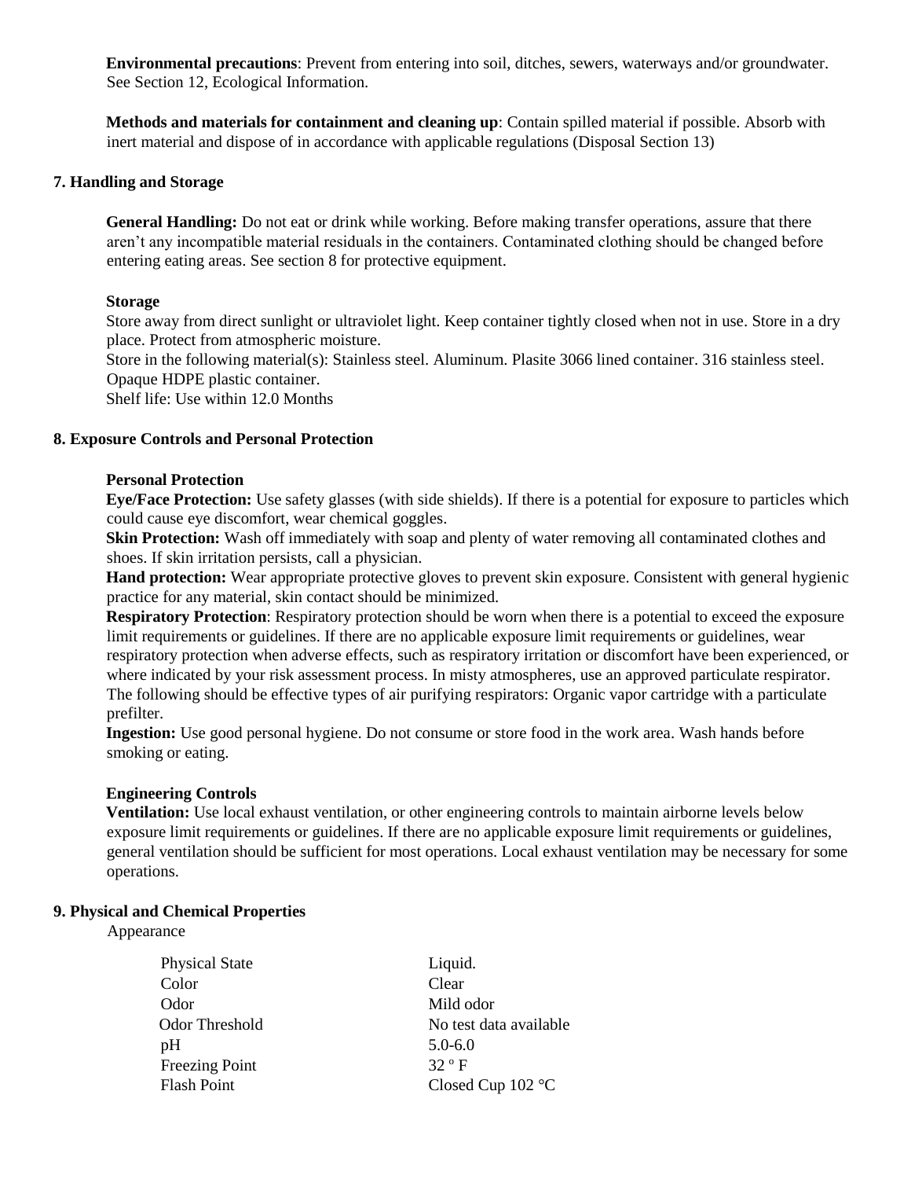**Environmental precautions**: Prevent from entering into soil, ditches, sewers, waterways and/or groundwater. See Section 12, Ecological Information.

**Methods and materials for containment and cleaning up**: Contain spilled material if possible. Absorb with inert material and dispose of in accordance with applicable regulations (Disposal Section 13)

## 7. Handling and Storage

**General Handling:** Do not eat or drink while working. Before making transfer operations, assure that there aren't any incompatible material residuals in the containers. Contaminated clothing should be changed before entering eating areas. See section 8 for protective equipment.

**Storage**

Store away from direct sunlight or ultraviolet light. Keep container tightly closed when not in use. Store in a dry place. Protect from atmospheric moisture.

Store in the following material(s): Stainless steel. Aluminum. Plasite 3066 lined container. 316 stainless steel. Opaque HDPE plastic container.

Shelf life: Use within 12.0 Months

## 8. Exposure Controls and Personal Protection

**Personal Protection**

**Eye/Face Protection:** Use safety glasses (with side shields). If there is a potential for exposure to particles which could cause eye discomfort, wear chemical goggles.

**Skin Protection:** Wash off immediately with soap and plenty of water removing all contaminated clothes and shoes. If skin irritation persists, call a physician.

**Hand protection:** Wear appropriate protective gloves to prevent skin exposure. Consistent with general hygienic practice for any material, skin contact should be minimized.

**Respiratory Protection**: Respiratory protection should be worn when there is a potential to exceed the exposure limit requirements or guidelines. If there are no applicable exposure limit requirements or guidelines, wear respiratory protection when adverse effects, such as respiratory irritation or discomfort have been experienced, or where indicated by your risk assessment process. In misty atmospheres, use an approved particulate respirator. The following should be effective types of air purifying respirators: Organic vapor cartridge with a particulate prefilter.

**Ingestion:** Use good personal hygiene. Do not consume or store food in the work area. Wash hands before smoking or eating.

**Engineering Controls**

**Ventilation:** Use local exhaust ventilation, or other engineering controls to maintain airborne levels below exposure limit requirements or guidelines. If there are no applicable exposure limit requirements or guidelines, general ventilation should be sufficient for most operations. Local exhaust ventilation may be necessary for some operations.

## 9. Physical and Chemical Properties

Appearance

| | |
|---|---|
| Physical State | Liquid. |
| Color | Clear |
| Odor | Mild odor |
| Odor Threshold | No test data available |
| pH | 5.0-6.0 |
| Freezing Point | 32 º F |
| Flash Point | Closed Cup 102 °C |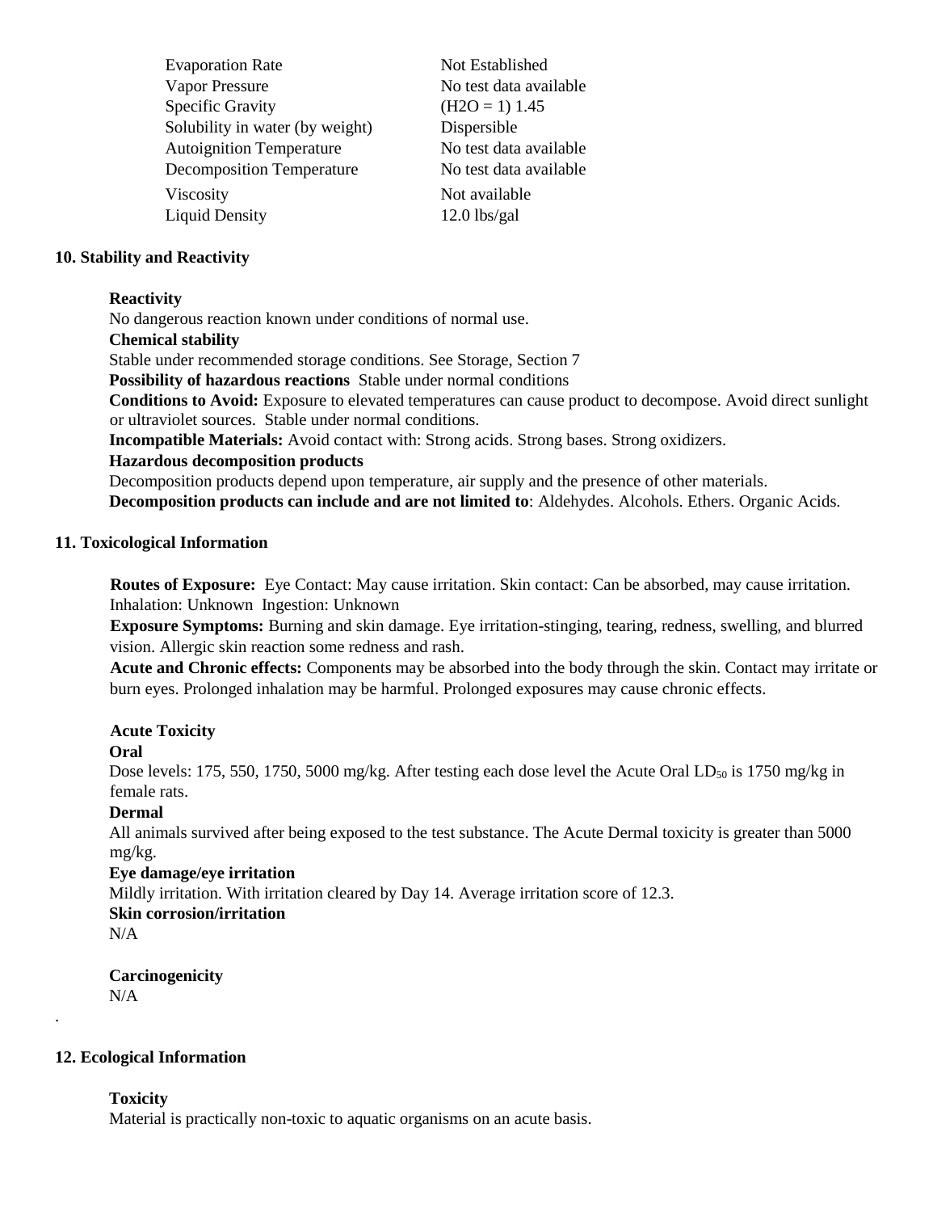| Property | Value |
|---|---|
| Evaporation Rate | Not Established |
| Vapor Pressure | No test data available |
| Specific Gravity | ($H_2O$ = 1) 1.45 |
| Solubility in water (by weight) | Dispersible |
| Autoignition Temperature | No test data available |
| Decomposition Temperature | No test data available |
| Viscosity | Not available |
| Liquid Density | 12.0 lbs/gal |

## 10. Stability and Reactivity

**Reactivity**
No dangerous reaction known under conditions of normal use.

**Chemical stability**
Stable under recommended storage conditions. See Storage, Section 7

**Possibility of hazardous reactions** Stable under normal conditions

**Conditions to Avoid:** Exposure to elevated temperatures can cause product to decompose. Avoid direct sunlight or ultraviolet sources. Stable under normal conditions.

**Incompatible Materials:** Avoid contact with: Strong acids. Strong bases. Strong oxidizers.

**Hazardous decomposition products**
Decomposition products depend upon temperature, air supply and the presence of other materials.
**Decomposition products can include and are not limited to**: Aldehydes. Alcohols. Ethers. Organic Acids.

## 11. Toxicological Information

**Routes of Exposure:** Eye Contact: May cause irritation. Skin contact: Can be absorbed, may cause irritation. Inhalation: Unknown Ingestion: Unknown

**Exposure Symptoms:** Burning and skin damage. Eye irritation-stinging, tearing, redness, swelling, and blurred vision. Allergic skin reaction some redness and rash.

**Acute and Chronic effects:** Components may be absorbed into the body through the skin. Contact may irritate or burn eyes. Prolonged inhalation may be harmful. Prolonged exposures may cause chronic effects.

**Acute Toxicity**

**Oral**
Dose levels: 175, 550, 1750, 5000 mg/kg. After testing each dose level the Acute Oral $LD_{50}$ is 1750 mg/kg in female rats.

**Dermal**
All animals survived after being exposed to the test substance. The Acute Dermal toxicity is greater than 5000 mg/kg.

**Eye damage/eye irritation**
Mildly irritation. With irritation cleared by Day 14. Average irritation score of 12.3.

**Skin corrosion/irritation**
N/A

**Carcinogenicity**
N/A

## 12. Ecological Information

**Toxicity**
Material is practically non-toxic to aquatic organisms on an acute basis.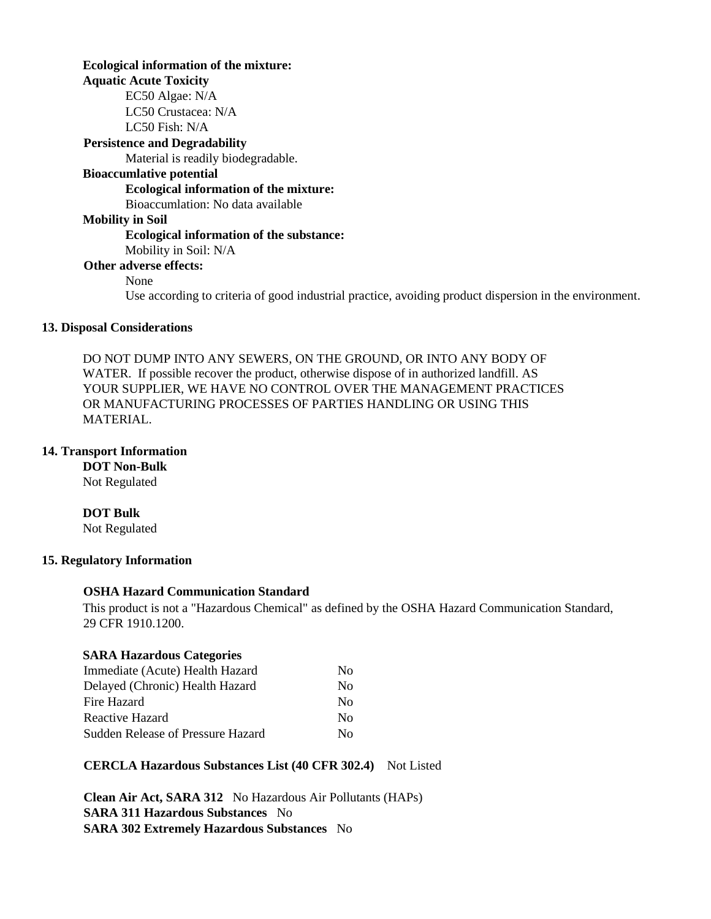**Ecological information of the mixture:**

**Aquatic Acute Toxicity**

EC50 Algae: N/A
LC50 Crustacea: N/A
LC50 Fish: N/A

**Persistence and Degradability**

Material is readily biodegradable.

**Bioaccumlative potential**

**Ecological information of the mixture:**

Bioaccumlation: No data available

**Mobility in Soil**

**Ecological information of the substance:**

Mobility in Soil: N/A

**Other adverse effects:**

None

Use according to criteria of good industrial practice, avoiding product dispersion in the environment.

## 13. Disposal Considerations

DO NOT DUMP INTO ANY SEWERS, ON THE GROUND, OR INTO ANY BODY OF WATER. If possible recover the product, otherwise dispose of in authorized landfill. AS YOUR SUPPLIER, WE HAVE NO CONTROL OVER THE MANAGEMENT PRACTICES OR MANUFACTURING PROCESSES OF PARTIES HANDLING OR USING THIS MATERIAL.

## 14. Transport Information

**DOT Non-Bulk**

Not Regulated

**DOT Bulk**

Not Regulated

## 15. Regulatory Information

**OSHA Hazard Communication Standard**

This product is not a "Hazardous Chemical" as defined by the OSHA Hazard Communication Standard, 29 CFR 1910.1200.

**SARA Hazardous Categories**

| | |
|---|---|
| Immediate (Acute) Health Hazard | No |
| Delayed (Chronic) Health Hazard | No |
| Fire Hazard | No |
| Reactive Hazard | No |
| Sudden Release of Pressure Hazard | No |

**CERCLA Hazardous Substances List (40 CFR 302.4)** Not Listed

**Clean Air Act, SARA 312** No Hazardous Air Pollutants (HAPs)
**SARA 311 Hazardous Substances** No
**SARA 302 Extremely Hazardous Substances** No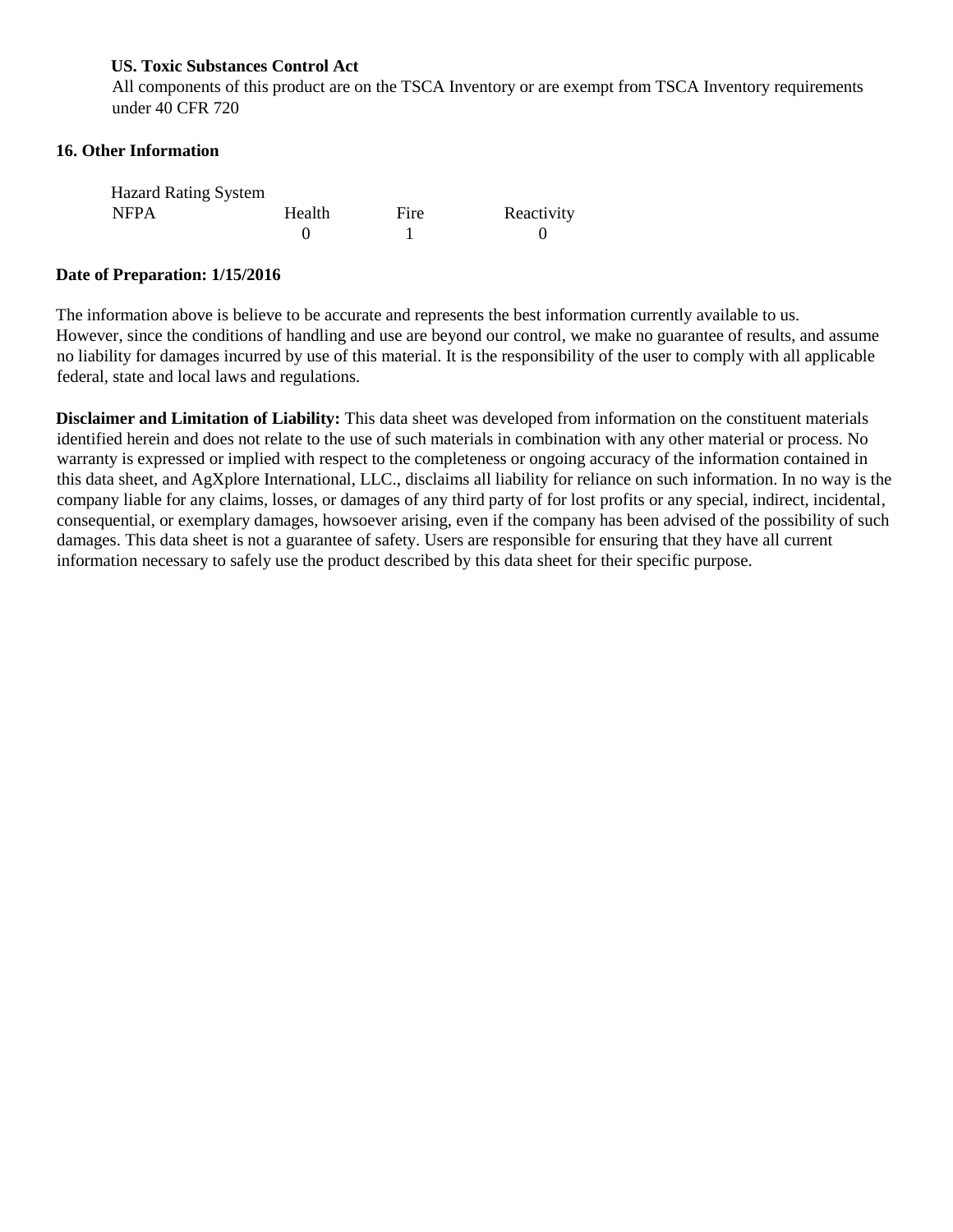**US. Toxic Substances Control Act**

All components of this product are on the TSCA Inventory or are exempt from TSCA Inventory requirements under 40 CFR 720

**16. Other Information**

Hazard Rating System

| | Health | Fire | Reactivity |
|---|---|---|---|
| NFPA | 0 | 1 | 0 |

**Date of Preparation: 1/15/2016**

The information above is believe to be accurate and represents the best information currently available to us. However, since the conditions of handling and use are beyond our control, we make no guarantee of results, and assume no liability for damages incurred by use of this material. It is the responsibility of the user to comply with all applicable federal, state and local laws and regulations.

**Disclaimer and Limitation of Liability:** This data sheet was developed from information on the constituent materials identified herein and does not relate to the use of such materials in combination with any other material or process. No warranty is expressed or implied with respect to the completeness or ongoing accuracy of the information contained in this data sheet, and AgXplore International, LLC., disclaims all liability for reliance on such information. In no way is the company liable for any claims, losses, or damages of any third party of for lost profits or any special, indirect, incidental, consequential, or exemplary damages, howsoever arising, even if the company has been advised of the possibility of such damages. This data sheet is not a guarantee of safety. Users are responsible for ensuring that they have all current information necessary to safely use the product described by this data sheet for their specific purpose.